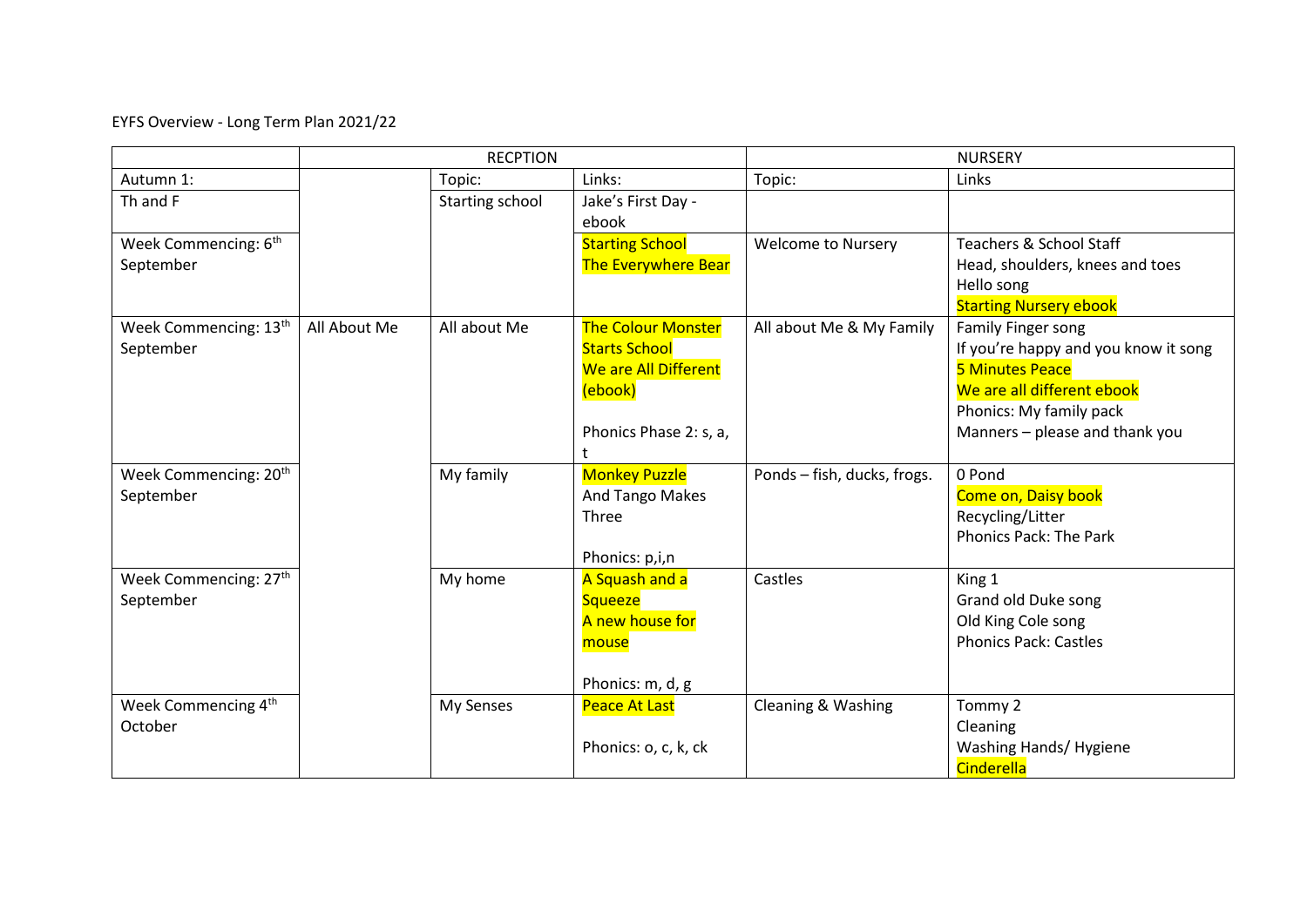EYFS Overview - Long Term Plan 2021/22

| | RECPTION | | | NURSERY | |
|---|---|---|---|---|---|
| Autumn 1: | | Topic: | Links: | Topic: | Links |
| Th and F | | Starting school | Jake's First Day - ebook | | |
| Week Commencing: 6th September | | | Starting School<br>The Everywhere Bear | Welcome to Nursery | Teachers & School Staff<br>Head, shoulders, knees and toes<br>Hello song<br>Starting Nursery ebook |
| Week Commencing: 13th September | All About Me | All about Me | The Colour Monster Starts School<br>We are All Different (ebook)<br><br>Phonics Phase 2: s, a, t | All about Me & My Family | Family Finger song<br>If you're happy and you know it song<br>5 Minutes Peace<br>We are all different ebook<br>Phonics: My family pack<br>Manners – please and thank you |
| Week Commencing: 20th September | | My family | Monkey Puzzle<br>And Tango Makes Three<br><br>Phonics: p,i,n | Ponds – fish, ducks, frogs. | 0 Pond<br>Come on, Daisy book<br>Recycling/Litter<br>Phonics Pack: The Park |
| Week Commencing: 27th September | | My home | A Squash and a Squeeze<br>A new house for mouse<br><br>Phonics: m, d, g | Castles | King 1<br>Grand old Duke song<br>Old King Cole song<br>Phonics Pack: Castles |
| Week Commencing 4th October | | My Senses | Peace At Last<br><br>Phonics: o, c, k, ck | Cleaning & Washing | Tommy 2<br>Cleaning<br>Washing Hands/ Hygiene<br>Cinderella |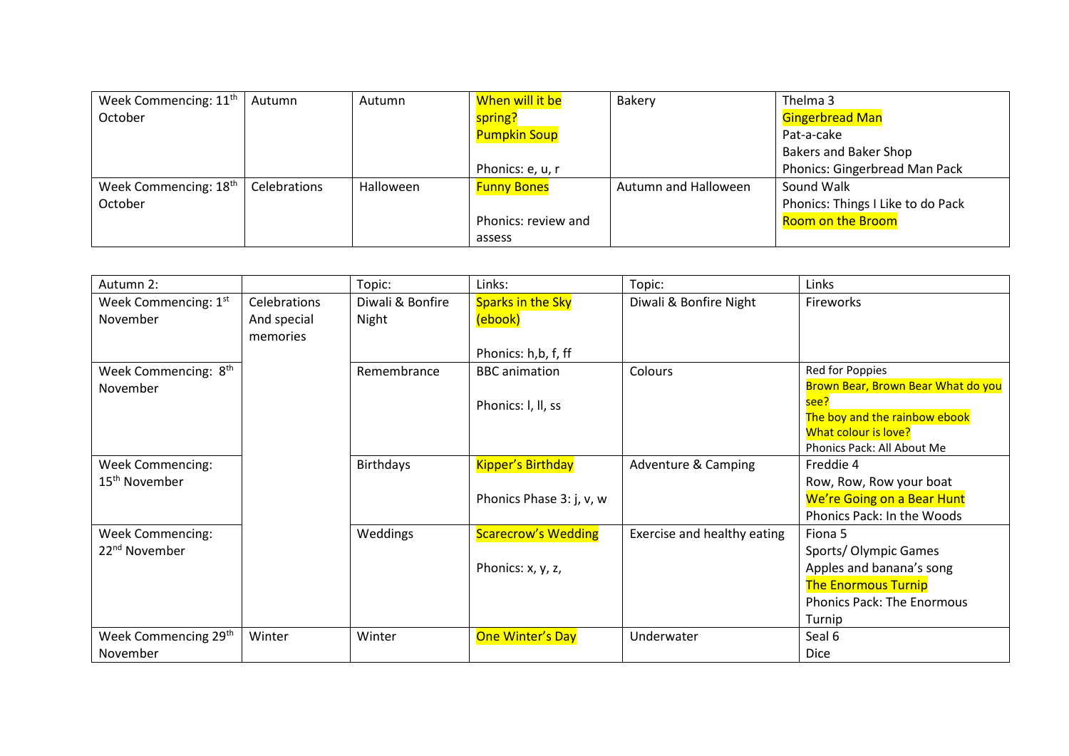| Week Commencing: 11th October | Autumn | Autumn | When will it be spring?<br>Pumpkin Soup<br><br>Phonics: e, u, r | Bakery | Thelma 3<br>Gingerbread Man<br>Pat-a-cake<br>Bakers and Baker Shop<br>Phonics: Gingerbread Man Pack |
|---|---|---|---|---|---|
| Week Commencing: 18th October | Celebrations | Halloween | Funny Bones<br><br>Phonics: review and assess | Autumn and Halloween | Sound Walk<br>Phonics: Things I Like to do Pack<br>Room on the Broom |

| Autumn 2: | | Topic: | Links: | Topic: | Links |
|---|---|---|---|---|---|
| Week Commencing: 1st November | Celebrations And special memories | Diwali & Bonfire Night | Sparks in the Sky (ebook)<br><br>Phonics: h,b, f, ff | Diwali & Bonfire Night | Fireworks |
| Week Commencing: 8th November | | Remembrance | BBC animation<br><br>Phonics: l, ll, ss | Colours | Red for Poppies<br>Brown Bear, Brown Bear What do you see?<br>The boy and the rainbow ebook<br>What colour is love?<br>Phonics Pack: All About Me |
| Week Commencing: 15th November | | Birthdays | Kipper's Birthday<br><br>Phonics Phase 3: j, v, w | Adventure & Camping | Freddie 4<br>Row, Row, Row your boat<br>We're Going on a Bear Hunt<br>Phonics Pack: In the Woods |
| Week Commencing: 22nd November | | Weddings | Scarecrow's Wedding<br><br>Phonics: x, y, z, | Exercise and healthy eating | Fiona 5<br>Sports/ Olympic Games<br>Apples and banana's song<br>The Enormous Turnip<br>Phonics Pack: The Enormous Turnip |
| Week Commencing 29th November | Winter | Winter | One Winter's Day | Underwater | Seal 6<br>Dice |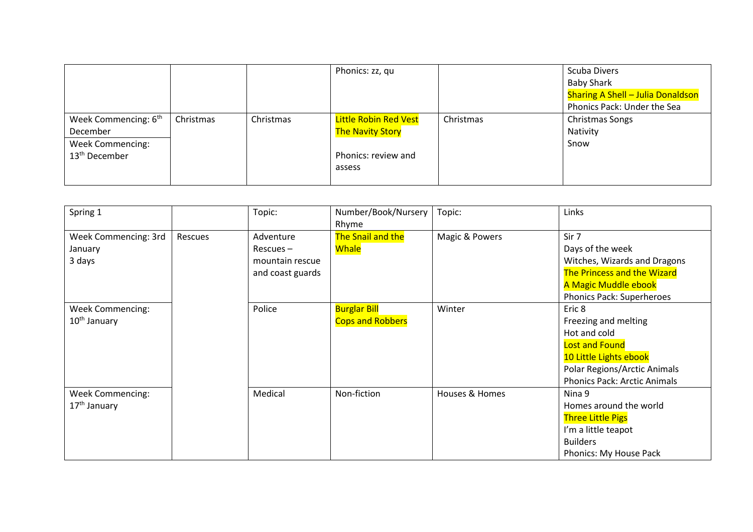|  |  |  | Phonics: zz, qu |  | Scuba Divers<br>Baby Shark<br>Sharing A Shell – Julia Donaldson<br>Phonics Pack: Under the Sea |
|---|---|---|---|---|---|
| Week Commencing: 6th December<br>Week Commencing: 13th December | Christmas | Christmas | Little Robin Red Vest<br>The Navity Story<br><br>Phonics: review and assess | Christmas | Christmas Songs<br>Nativity<br>Snow |

| Spring 1 |  | Topic: | Number/Book/Nursery Rhyme | Topic: | Links |
|---|---|---|---|---|---|
| Week Commencing: 3rd January<br>3 days | Rescues | Adventure Rescues – mountain rescue and coast guards | The Snail and the Whale | Magic & Powers | Sir 7<br>Days of the week<br>Witches, Wizards and Dragons<br>The Princess and the Wizard<br>A Magic Muddle ebook<br>Phonics Pack: Superheroes |
| Week Commencing: 10th January |  | Police | Burglar Bill<br>Cops and Robbers | Winter | Eric 8<br>Freezing and melting<br>Hot and cold<br>Lost and Found<br>10 Little Lights ebook<br>Polar Regions/Arctic Animals<br>Phonics Pack: Arctic Animals |
| Week Commencing: 17th January |  | Medical | Non-fiction | Houses & Homes | Nina 9<br>Homes around the world<br>Three Little Pigs<br>I'm a little teapot<br>Builders<br>Phonics: My House Pack |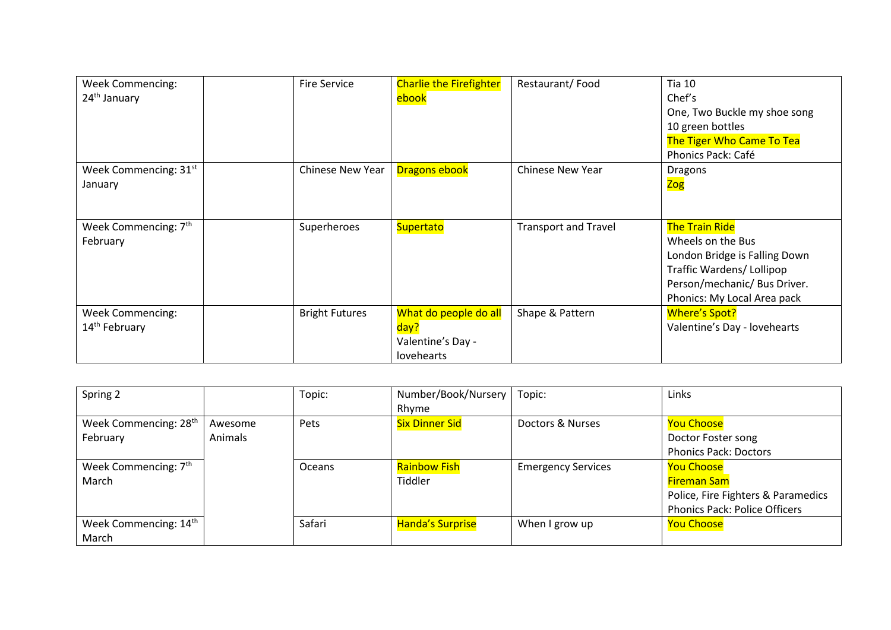| Week Commencing: 24th January | | Fire Service | Charlie the Firefighter ebook | Restaurant/ Food | Tia 10<br>Chef's<br>One, Two Buckle my shoe song<br>10 green bottles<br>The Tiger Who Came To Tea<br>Phonics Pack: Café |
|---|---|---|---|---|---|
| Week Commencing: 31st January | | Chinese New Year | Dragons ebook | Chinese New Year | Dragons<br>Zog |
| Week Commencing: 7th February | | Superheroes | Supertato | Transport and Travel | The Train Ride<br>Wheels on the Bus<br>London Bridge is Falling Down<br>Traffic Wardens/ Lollipop Person/mechanic/ Bus Driver.<br>Phonics: My Local Area pack |
| Week Commencing: 14th February | | Bright Futures | What do people do all day?<br>Valentine's Day - lovehearts | Shape & Pattern | Where's Spot?<br>Valentine's Day - lovehearts |

| Spring 2 | | Topic: | Number/Book/Nursery Rhyme | Topic: | Links |
|---|---|---|---|---|---|
| Week Commencing: 28th February | Awesome Animals | Pets | Six Dinner Sid | Doctors & Nurses | You Choose<br>Doctor Foster song<br>Phonics Pack: Doctors |
| Week Commencing: 7th March | | Oceans | Rainbow Fish<br>Tiddler | Emergency Services | You Choose<br>Fireman Sam<br>Police, Fire Fighters & Paramedics<br>Phonics Pack: Police Officers |
| Week Commencing: 14th March | | Safari | Handa's Surprise | When I grow up | You Choose |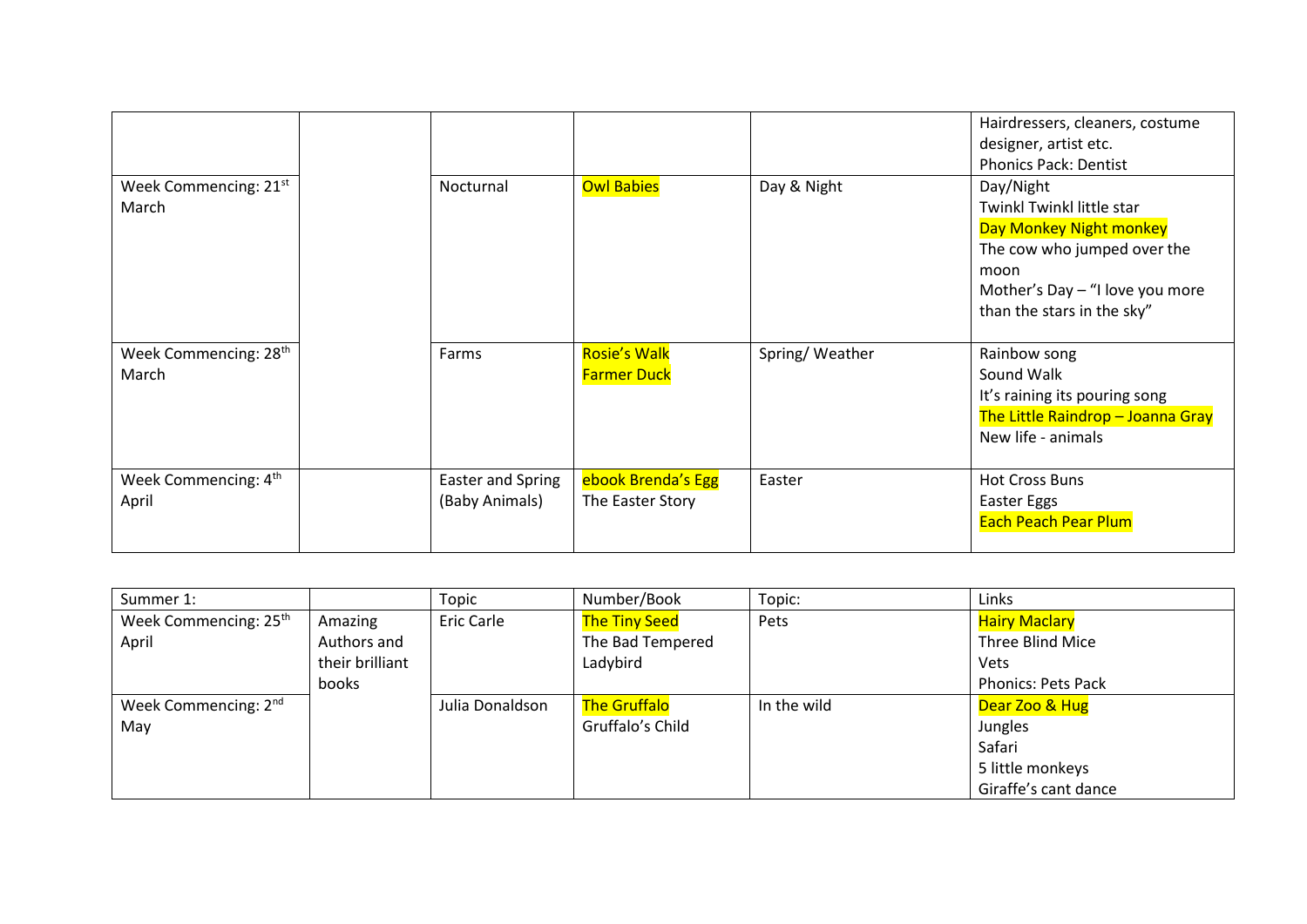| | | | | | |
|---|---|---|---|---|---|
| | | | | | Hairdressers, cleaners, costume designer, artist etc.<br>Phonics Pack: Dentist |
| Week Commencing: 21st March | | Nocturnal | Owl Babies | Day & Night | Day/Night<br>Twinkl Twinkl little star<br>Day Monkey Night monkey<br>The cow who jumped over the moon<br>Mother's Day – "I love you more than the stars in the sky" |
| Week Commencing: 28th March | | Farms | Rosie's Walk<br>Farmer Duck | Spring/ Weather | Rainbow song<br>Sound Walk<br>It's raining its pouring song<br>The Little Raindrop – Joanna Gray<br>New life - animals |
| Week Commencing: 4th April | | Easter and Spring (Baby Animals) | ebook Brenda's Egg<br>The Easter Story | Easter | Hot Cross Buns<br>Easter Eggs<br>Each Peach Pear Plum |

| Summer 1: | | Topic | Number/Book | Topic: | Links |
|---|---|---|---|---|---|
| Week Commencing: 25th April | Amazing Authors and their brilliant books | Eric Carle | The Tiny Seed<br>The Bad Tempered Ladybird | Pets | Hairy Maclary<br>Three Blind Mice<br>Vets<br>Phonics: Pets Pack |
| Week Commencing: 2nd May | | Julia Donaldson | The Gruffalo<br>Gruffalo's Child | In the wild | Dear Zoo & Hug<br>Jungles<br>Safari<br>5 little monkeys<br>Giraffe's cant dance |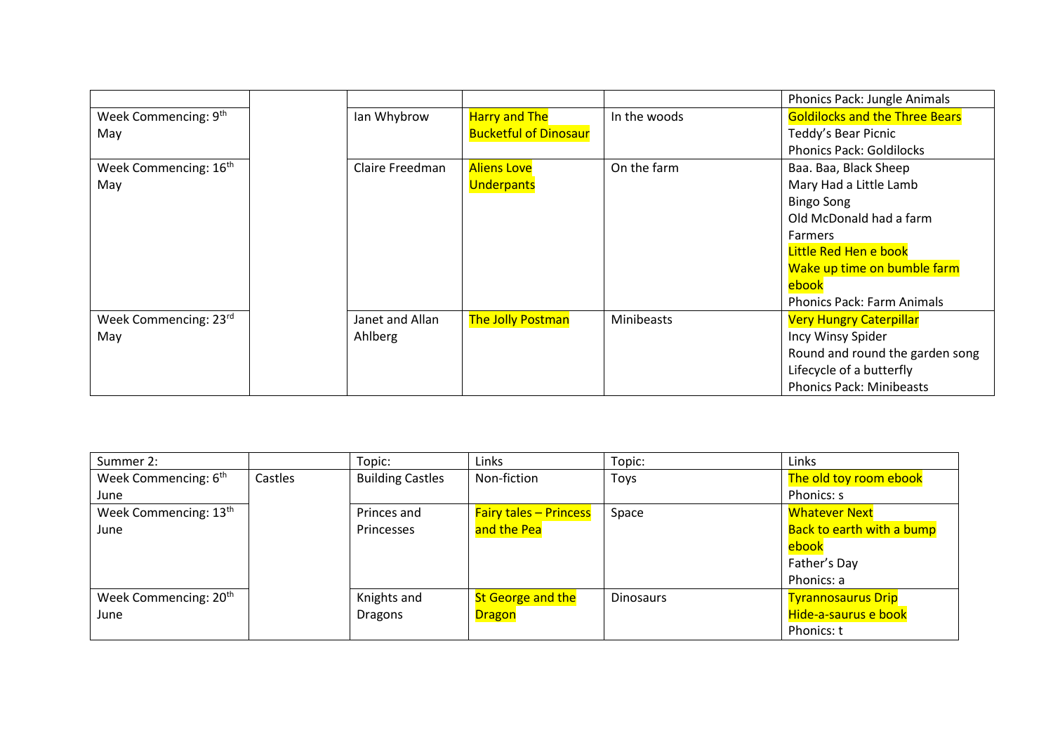| | | | | | |
|---|---|---|---|---|---|
| | | | | | Phonics Pack: Jungle Animals |
| Week Commencing: 9th May | | Ian Whybrow | Harry and The Bucketful of Dinosaur | In the woods | Goldilocks and the Three Bears<br>Teddy's Bear Picnic<br>Phonics Pack: Goldilocks |
| Week Commencing: 16th May | | Claire Freedman | Aliens Love Underpants | On the farm | Baa. Baa, Black Sheep<br>Mary Had a Little Lamb<br>Bingo Song<br>Old McDonald had a farm<br>Farmers<br>Little Red Hen e book<br>Wake up time on bumble farm ebook<br>Phonics Pack: Farm Animals |
| Week Commencing: 23rd May | | Janet and Allan Ahlberg | The Jolly Postman | Minibeasts | Very Hungry Caterpillar<br>Incy Winsy Spider<br>Round and round the garden song<br>Lifecycle of a butterfly<br>Phonics Pack: Minibeasts |

| Summer 2: | | Topic: | Links | Topic: | Links |
|---|---|---|---|---|---|
| Week Commencing: 6th June | Castles | Building Castles | Non-fiction | Toys | The old toy room ebook<br>Phonics: s |
| Week Commencing: 13th June | | Princes and Princesses | Fairy tales – Princess and the Pea | Space | Whatever Next<br>Back to earth with a bump ebook<br>Father's Day<br>Phonics: a |
| Week Commencing: 20th June | | Knights and Dragons | St George and the Dragon | Dinosaurs | Tyrannosaurus Drip<br>Hide-a-saurus e book<br>Phonics: t |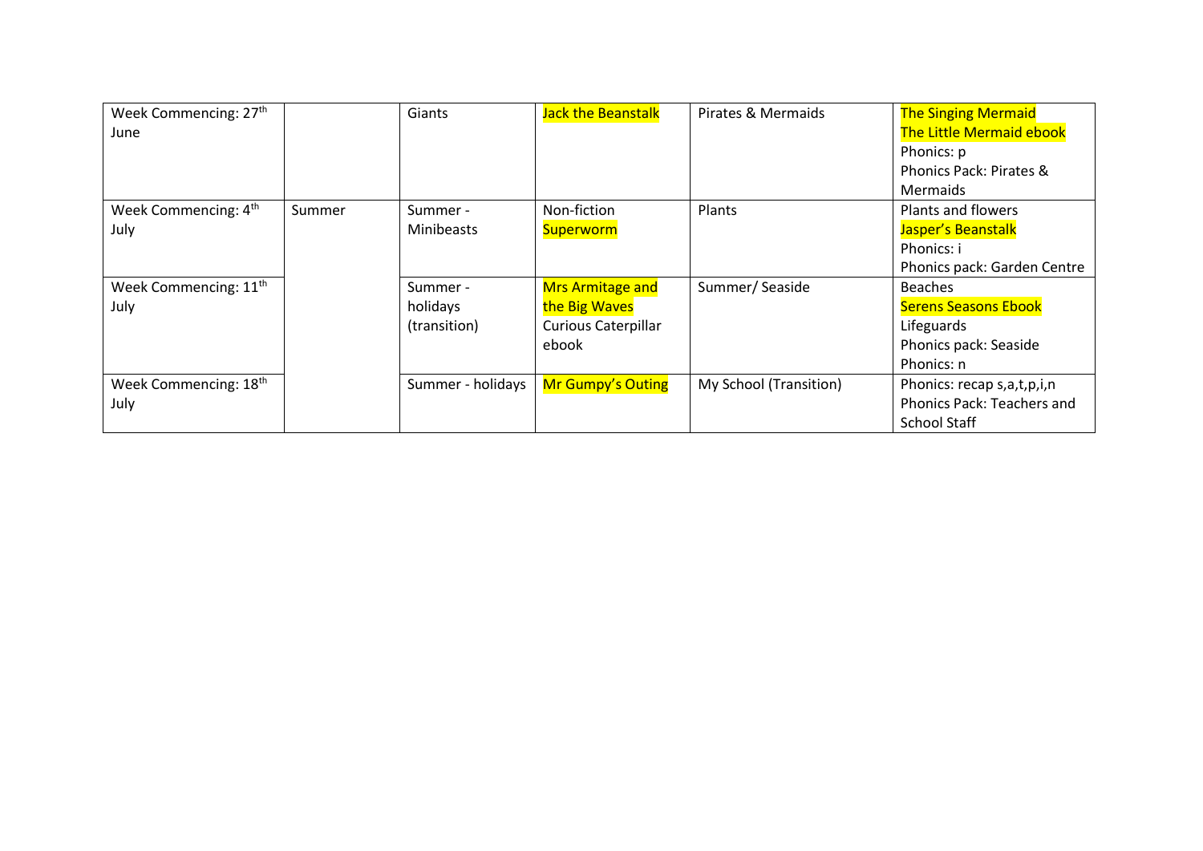| | | | | | |
|---|---|---|---|---|---|
| Week Commencing: 27th June | | Giants | Jack the Beanstalk | Pirates & Mermaids | The Singing Mermaid<br>The Little Mermaid ebook<br>Phonics: p<br>Phonics Pack: Pirates & Mermaids |
| Week Commencing: 4th July | Summer | Summer - Minibeasts | Non-fiction<br>Superworm | Plants | Plants and flowers<br>Jasper's Beanstalk<br>Phonics: i<br>Phonics pack: Garden Centre |
| Week Commencing: 11th July | | Summer - holidays (transition) | Mrs Armitage and the Big Waves<br>Curious Caterpillar ebook | Summer/ Seaside | Beaches<br>Serens Seasons Ebook<br>Lifeguards<br>Phonics pack: Seaside<br>Phonics: n |
| Week Commencing: 18th July | | Summer - holidays | Mr Gumpy's Outing | My School (Transition) | Phonics: recap s,a,t,p,i,n<br>Phonics Pack: Teachers and School Staff |